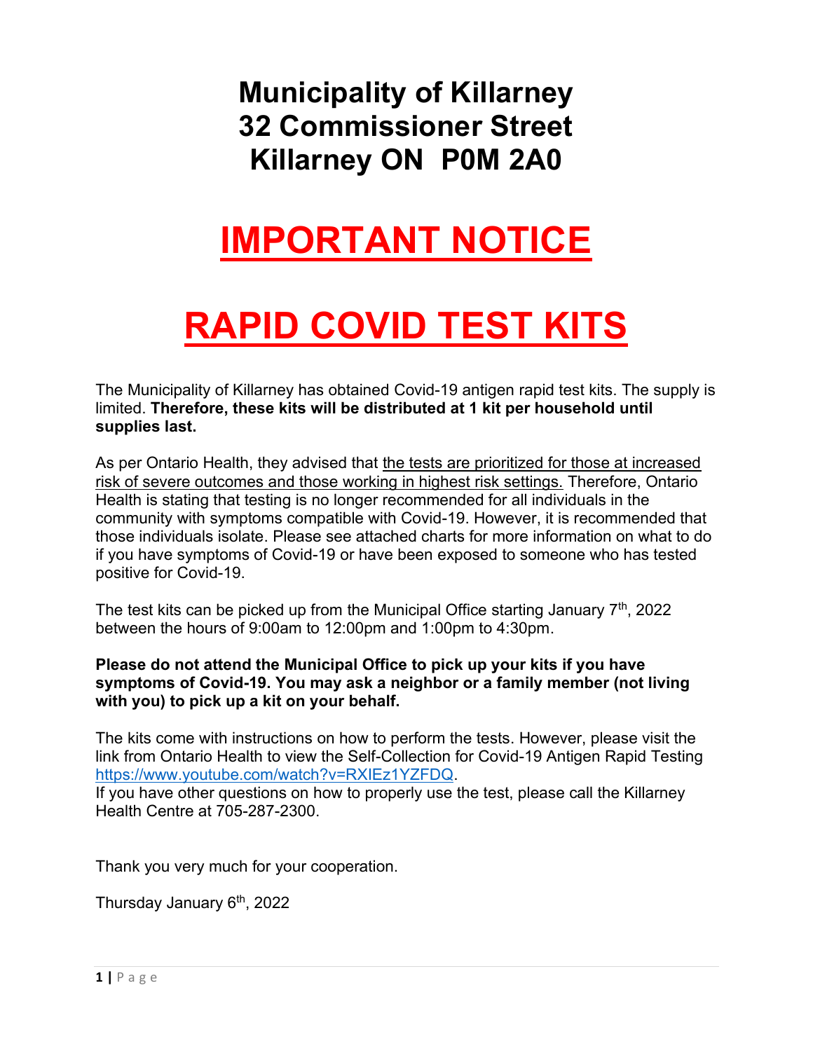# Municipality of Killarney
# 32 Commissioner Street
# Killarney ON P0M 2A0

# IMPORTANT NOTICE

# RAPID COVID TEST KITS

The Municipality of Killarney has obtained Covid-19 antigen rapid test kits. The supply is limited. **Therefore, these kits will be distributed at 1 kit per household until supplies last.**

As per Ontario Health, they advised that the tests are prioritized for those at increased risk of severe outcomes and those working in highest risk settings. Therefore, Ontario Health is stating that testing is no longer recommended for all individuals in the community with symptoms compatible with Covid-19. However, it is recommended that those individuals isolate. Please see attached charts for more information on what to do if you have symptoms of Covid-19 or have been exposed to someone who has tested positive for Covid-19.

The test kits can be picked up from the Municipal Office starting January 7th, 2022 between the hours of 9:00am to 12:00pm and 1:00pm to 4:30pm.

**Please do not attend the Municipal Office to pick up your kits if you have symptoms of Covid-19. You may ask a neighbor or a family member (not living with you) to pick up a kit on your behalf.**

The kits come with instructions on how to perform the tests. However, please visit the link from Ontario Health to view the Self-Collection for Covid-19 Antigen Rapid Testing https://www.youtube.com/watch?v=RXIEz1YZFDQ.
If you have other questions on how to properly use the test, please call the Killarney Health Centre at 705-287-2300.

Thank you very much for your cooperation.

Thursday January 6th, 2022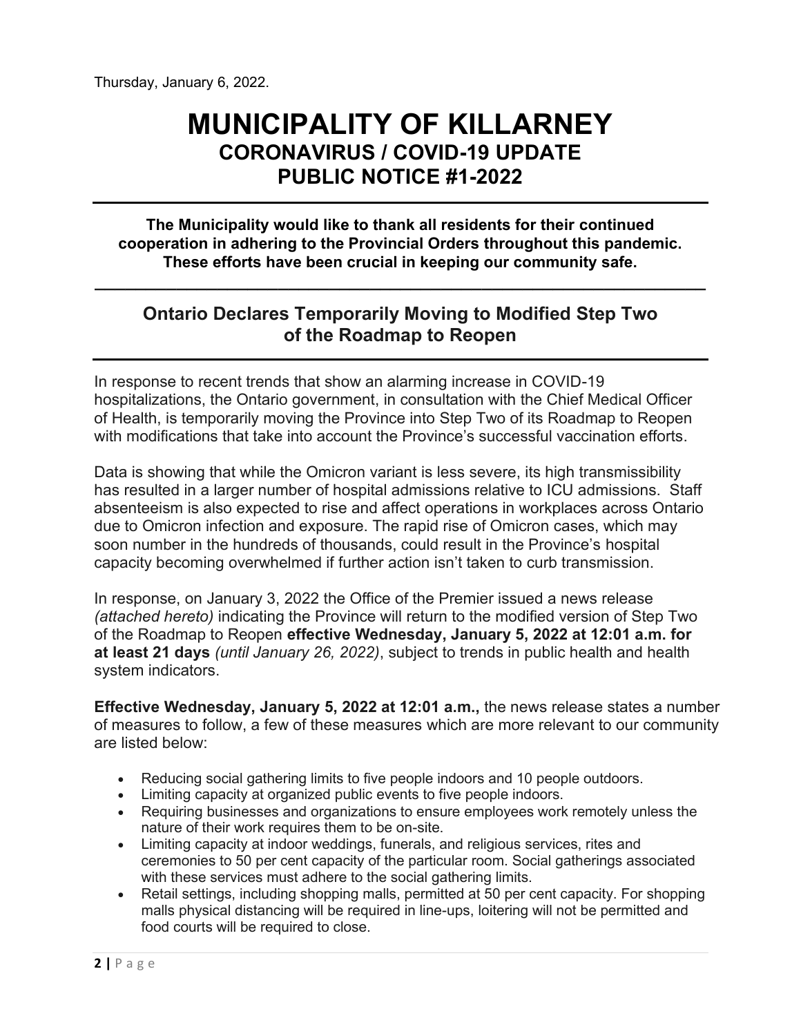Thursday, January 6, 2022.

# MUNICIPALITY OF KILLARNEY
## CORONAVIRUS / COVID-19 UPDATE
## PUBLIC NOTICE #1-2022

---

**The Municipality would like to thank all residents for their continued cooperation in adhering to the Provincial Orders throughout this pandemic. These efforts have been crucial in keeping our community safe.**

---

## Ontario Declares Temporarily Moving to Modified Step Two of the Roadmap to Reopen

---

In response to recent trends that show an alarming increase in COVID-19 hospitalizations, the Ontario government, in consultation with the Chief Medical Officer of Health, is temporarily moving the Province into Step Two of its Roadmap to Reopen with modifications that take into account the Province's successful vaccination efforts.

Data is showing that while the Omicron variant is less severe, its high transmissibility has resulted in a larger number of hospital admissions relative to ICU admissions. Staff absenteeism is also expected to rise and affect operations in workplaces across Ontario due to Omicron infection and exposure. The rapid rise of Omicron cases, which may soon number in the hundreds of thousands, could result in the Province's hospital capacity becoming overwhelmed if further action isn't taken to curb transmission.

In response, on January 3, 2022 the Office of the Premier issued a news release *(attached hereto)* indicating the Province will return to the modified version of Step Two of the Roadmap to Reopen **effective Wednesday, January 5, 2022 at 12:01 a.m. for at least 21 days** *(until January 26, 2022)*, subject to trends in public health and health system indicators.

**Effective Wednesday, January 5, 2022 at 12:01 a.m.,** the news release states a number of measures to follow, a few of these measures which are more relevant to our community are listed below:

- Reducing social gathering limits to five people indoors and 10 people outdoors.
- Limiting capacity at organized public events to five people indoors.
- Requiring businesses and organizations to ensure employees work remotely unless the nature of their work requires them to be on-site.
- Limiting capacity at indoor weddings, funerals, and religious services, rites and ceremonies to 50 per cent capacity of the particular room. Social gatherings associated with these services must adhere to the social gathering limits.
- Retail settings, including shopping malls, permitted at 50 per cent capacity. For shopping malls physical distancing will be required in line-ups, loitering will not be permitted and food courts will be required to close.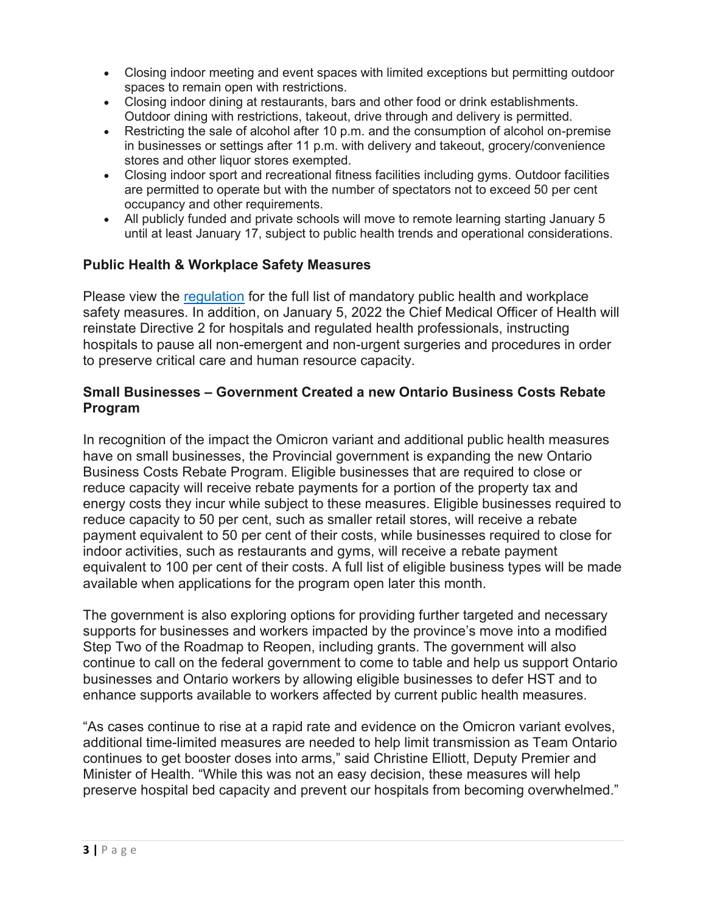- Closing indoor meeting and event spaces with limited exceptions but permitting outdoor spaces to remain open with restrictions.
- Closing indoor dining at restaurants, bars and other food or drink establishments. Outdoor dining with restrictions, takeout, drive through and delivery is permitted.
- Restricting the sale of alcohol after 10 p.m. and the consumption of alcohol on-premise in businesses or settings after 11 p.m. with delivery and takeout, grocery/convenience stores and other liquor stores exempted.
- Closing indoor sport and recreational fitness facilities including gyms. Outdoor facilities are permitted to operate but with the number of spectators not to exceed 50 per cent occupancy and other requirements.
- All publicly funded and private schools will move to remote learning starting January 5 until at least January 17, subject to public health trends and operational considerations.

**Public Health & Workplace Safety Measures**

Please view the regulation for the full list of mandatory public health and workplace safety measures. In addition, on January 5, 2022 the Chief Medical Officer of Health will reinstate Directive 2 for hospitals and regulated health professionals, instructing hospitals to pause all non-emergent and non-urgent surgeries and procedures in order to preserve critical care and human resource capacity.

**Small Businesses – Government Created a new Ontario Business Costs Rebate Program**

In recognition of the impact the Omicron variant and additional public health measures have on small businesses, the Provincial government is expanding the new Ontario Business Costs Rebate Program. Eligible businesses that are required to close or reduce capacity will receive rebate payments for a portion of the property tax and energy costs they incur while subject to these measures. Eligible businesses required to reduce capacity to 50 per cent, such as smaller retail stores, will receive a rebate payment equivalent to 50 per cent of their costs, while businesses required to close for indoor activities, such as restaurants and gyms, will receive a rebate payment equivalent to 100 per cent of their costs. A full list of eligible business types will be made available when applications for the program open later this month.

The government is also exploring options for providing further targeted and necessary supports for businesses and workers impacted by the province's move into a modified Step Two of the Roadmap to Reopen, including grants. The government will also continue to call on the federal government to come to table and help us support Ontario businesses and Ontario workers by allowing eligible businesses to defer HST and to enhance supports available to workers affected by current public health measures.

"As cases continue to rise at a rapid rate and evidence on the Omicron variant evolves, additional time-limited measures are needed to help limit transmission as Team Ontario continues to get booster doses into arms," said Christine Elliott, Deputy Premier and Minister of Health. "While this was not an easy decision, these measures will help preserve hospital bed capacity and prevent our hospitals from becoming overwhelmed."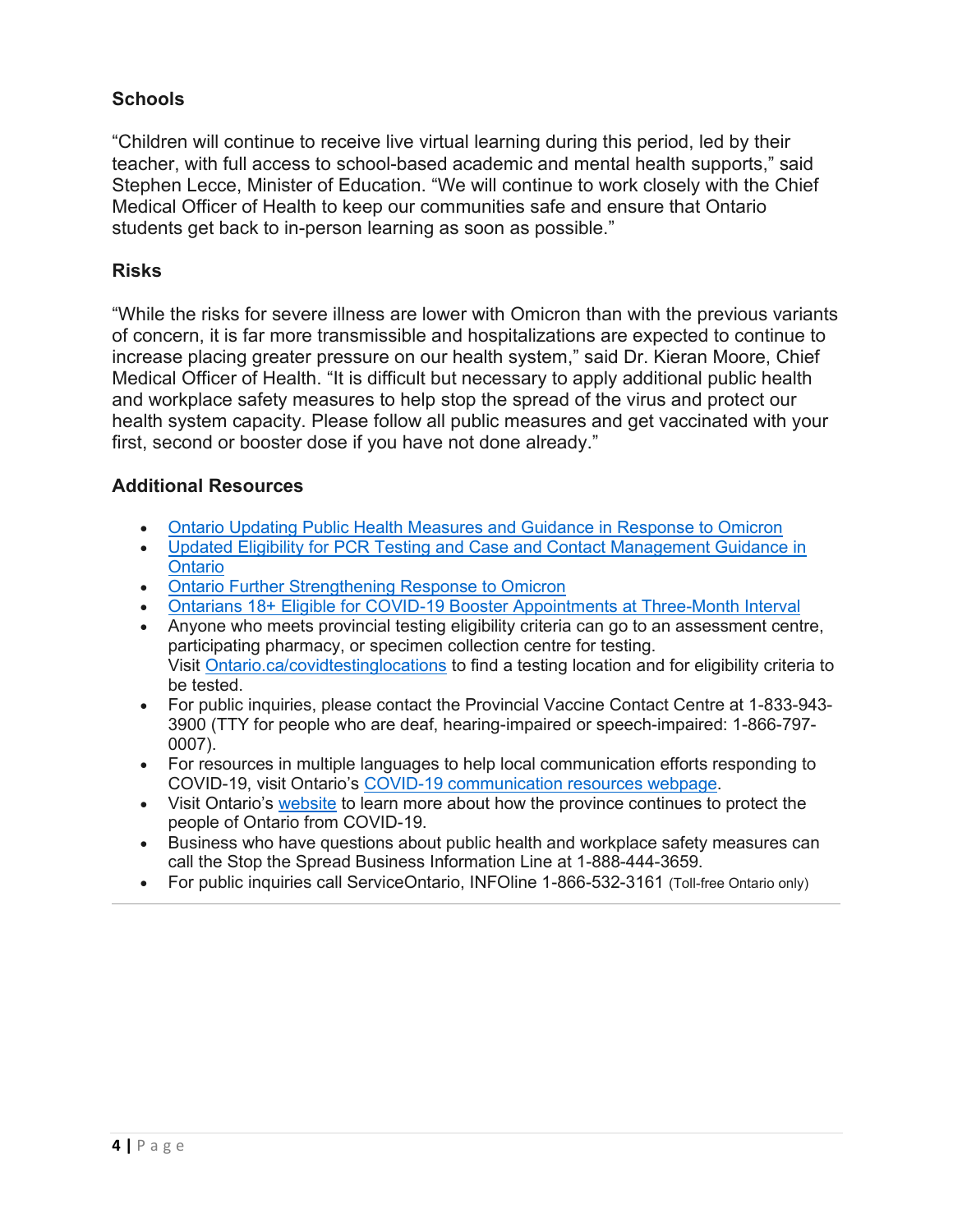## Schools

"Children will continue to receive live virtual learning during this period, led by their teacher, with full access to school-based academic and mental health supports," said Stephen Lecce, Minister of Education. "We will continue to work closely with the Chief Medical Officer of Health to keep our communities safe and ensure that Ontario students get back to in-person learning as soon as possible."

## Risks

"While the risks for severe illness are lower with Omicron than with the previous variants of concern, it is far more transmissible and hospitalizations are expected to continue to increase placing greater pressure on our health system," said Dr. Kieran Moore, Chief Medical Officer of Health. "It is difficult but necessary to apply additional public health and workplace safety measures to help stop the spread of the virus and protect our health system capacity. Please follow all public measures and get vaccinated with your first, second or booster dose if you have not done already."

## Additional Resources

- Ontario Updating Public Health Measures and Guidance in Response to Omicron
- Updated Eligibility for PCR Testing and Case and Contact Management Guidance in Ontario
- Ontario Further Strengthening Response to Omicron
- Ontarians 18+ Eligible for COVID-19 Booster Appointments at Three-Month Interval
- Anyone who meets provincial testing eligibility criteria can go to an assessment centre, participating pharmacy, or specimen collection centre for testing.
  Visit Ontario.ca/covidtestinglocations to find a testing location and for eligibility criteria to be tested.
- For public inquiries, please contact the Provincial Vaccine Contact Centre at 1-833-943-3900 (TTY for people who are deaf, hearing-impaired or speech-impaired: 1-866-797-0007).
- For resources in multiple languages to help local communication efforts responding to COVID-19, visit Ontario's COVID-19 communication resources webpage.
- Visit Ontario's website to learn more about how the province continues to protect the people of Ontario from COVID-19.
- Business who have questions about public health and workplace safety measures can call the Stop the Spread Business Information Line at 1-888-444-3659.
- For public inquiries call ServiceOntario, INFOline 1-866-532-3161 (Toll-free Ontario only)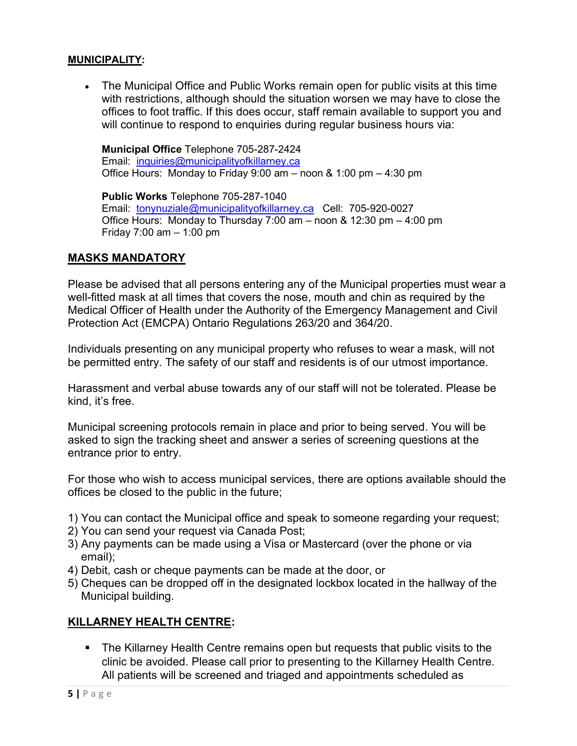**MUNICIPALITY:**

- The Municipal Office and Public Works remain open for public visits at this time with restrictions, although should the situation worsen we may have to close the offices to foot traffic. If this does occur, staff remain available to support you and will continue to respond to enquiries during regular business hours via:

  **Municipal Office** Telephone 705-287-2424
  Email: inquiries@municipalityofkillarney.ca
  Office Hours: Monday to Friday 9:00 am – noon & 1:00 pm – 4:30 pm

  **Public Works** Telephone 705-287-1040
  Email: tonynuziale@municipalityofkillarney.ca Cell: 705-920-0027
  Office Hours: Monday to Thursday 7:00 am – noon & 12:30 pm – 4:00 pm
  Friday 7:00 am – 1:00 pm

**MASKS MANDATORY**

Please be advised that all persons entering any of the Municipal properties must wear a well-fitted mask at all times that covers the nose, mouth and chin as required by the Medical Officer of Health under the Authority of the Emergency Management and Civil Protection Act (EMCPA) Ontario Regulations 263/20 and 364/20.

Individuals presenting on any municipal property who refuses to wear a mask, will not be permitted entry. The safety of our staff and residents is of our utmost importance.

Harassment and verbal abuse towards any of our staff will not be tolerated. Please be kind, it's free.

Municipal screening protocols remain in place and prior to being served. You will be asked to sign the tracking sheet and answer a series of screening questions at the entrance prior to entry.

For those who wish to access municipal services, there are options available should the offices be closed to the public in the future;

1) You can contact the Municipal office and speak to someone regarding your request;
2) You can send your request via Canada Post;
3) Any payments can be made using a Visa or Mastercard (over the phone or via email);
4) Debit, cash or cheque payments can be made at the door, or
5) Cheques can be dropped off in the designated lockbox located in the hallway of the Municipal building.

**KILLARNEY HEALTH CENTRE:**

- The Killarney Health Centre remains open but requests that public visits to the clinic be avoided. Please call prior to presenting to the Killarney Health Centre. All patients will be screened and triaged and appointments scheduled as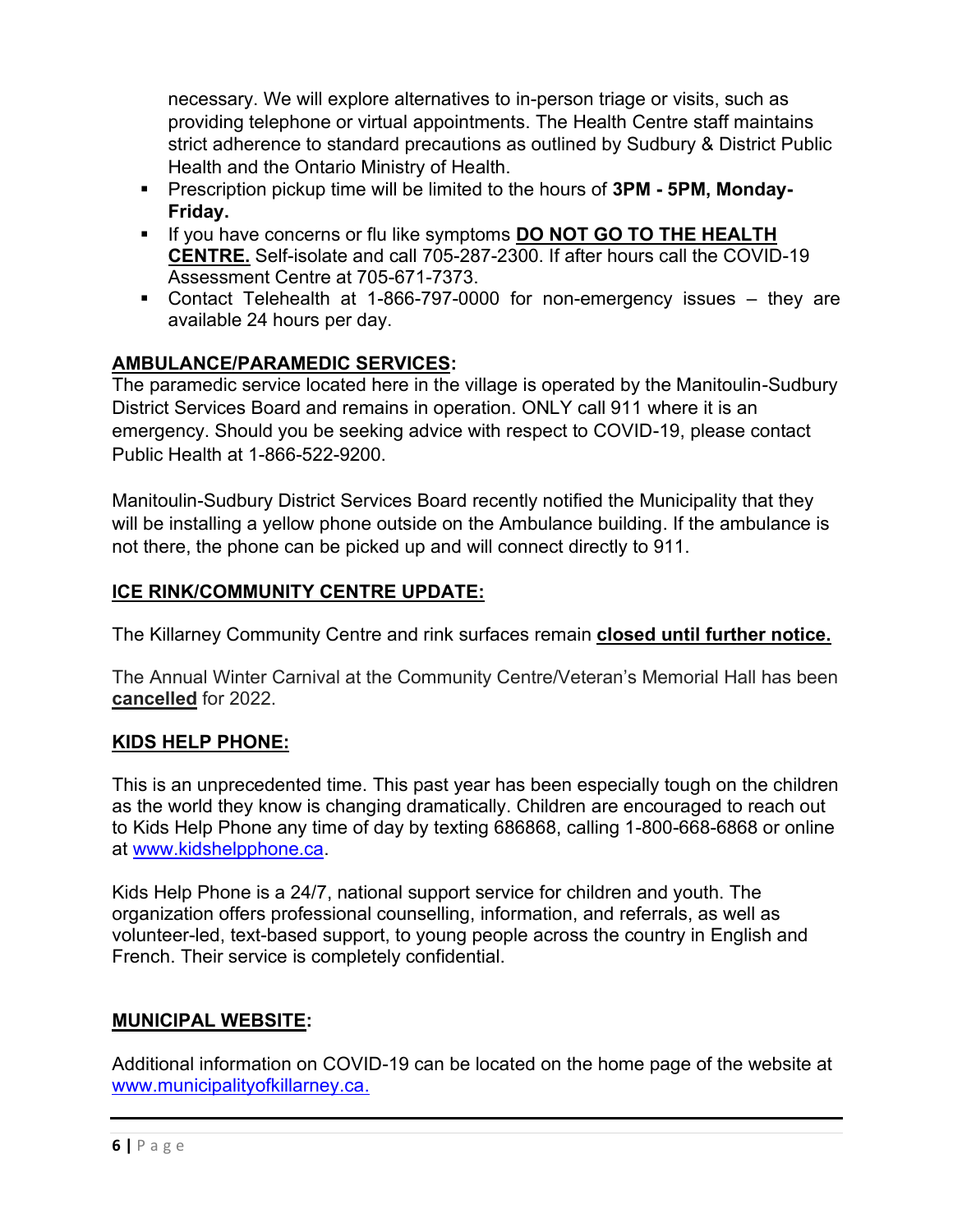necessary. We will explore alternatives to in-person triage or visits, such as providing telephone or virtual appointments. The Health Centre staff maintains strict adherence to standard precautions as outlined by Sudbury & District Public Health and the Ontario Ministry of Health.

- Prescription pickup time will be limited to the hours of **3PM - 5PM, Monday-Friday.**
- If you have concerns or flu like symptoms **DO NOT GO TO THE HEALTH CENTRE.** Self-isolate and call 705-287-2300. If after hours call the COVID-19 Assessment Centre at 705-671-7373.
- Contact Telehealth at 1-866-797-0000 for non-emergency issues – they are available 24 hours per day.

## AMBULANCE/PARAMEDIC SERVICES:

The paramedic service located here in the village is operated by the Manitoulin-Sudbury District Services Board and remains in operation. ONLY call 911 where it is an emergency. Should you be seeking advice with respect to COVID-19, please contact Public Health at 1-866-522-9200.

Manitoulin-Sudbury District Services Board recently notified the Municipality that they will be installing a yellow phone outside on the Ambulance building. If the ambulance is not there, the phone can be picked up and will connect directly to 911.

## ICE RINK/COMMUNITY CENTRE UPDATE:

The Killarney Community Centre and rink surfaces remain **closed until further notice.**

The Annual Winter Carnival at the Community Centre/Veteran's Memorial Hall has been **cancelled** for 2022.

## KIDS HELP PHONE:

This is an unprecedented time. This past year has been especially tough on the children as the world they know is changing dramatically. Children are encouraged to reach out to Kids Help Phone any time of day by texting 686868, calling 1-800-668-6868 or online at www.kidshelpphone.ca.

Kids Help Phone is a 24/7, national support service for children and youth. The organization offers professional counselling, information, and referrals, as well as volunteer-led, text-based support, to young people across the country in English and French. Their service is completely confidential.

## MUNICIPAL WEBSITE:

Additional information on COVID-19 can be located on the home page of the website at www.municipalityofkillarney.ca.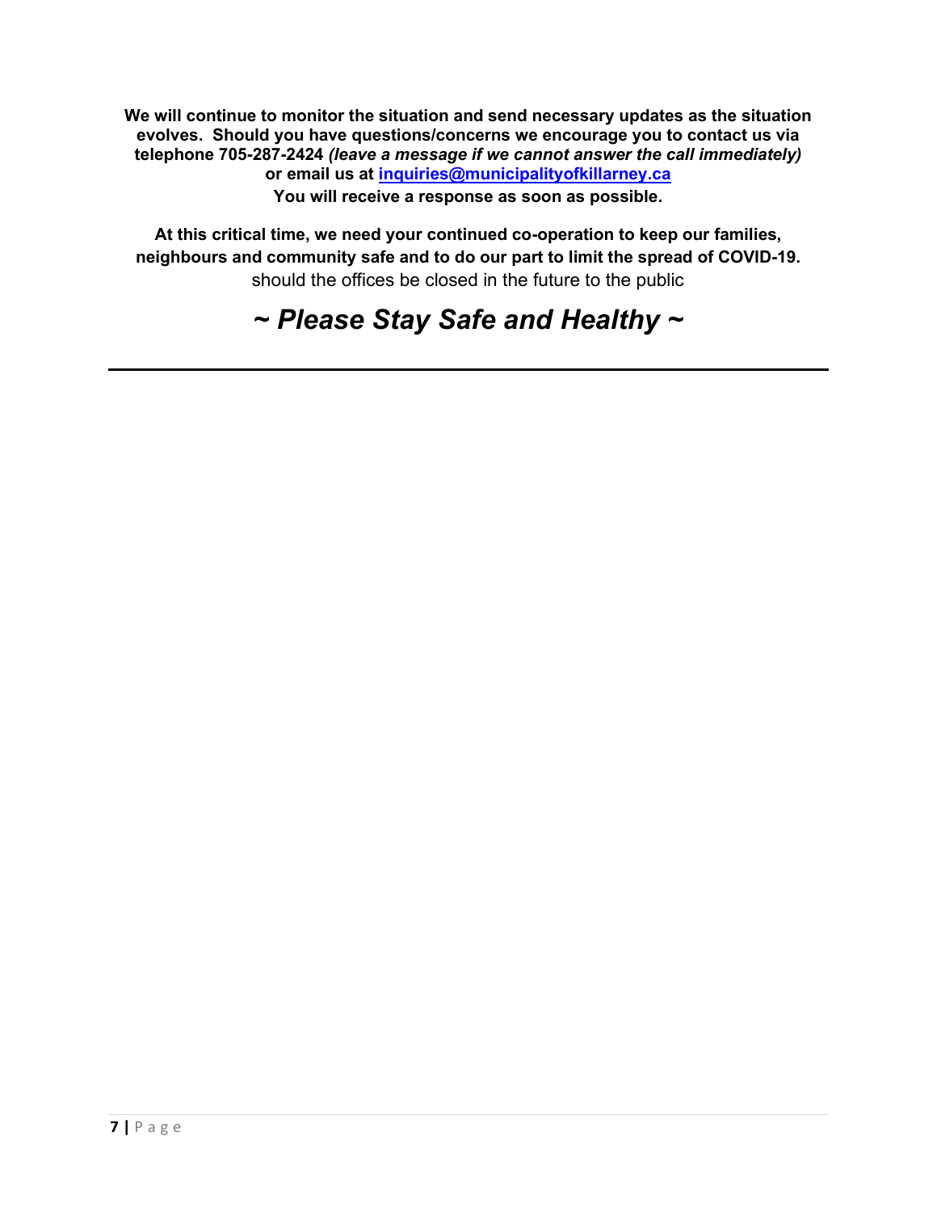**We will continue to monitor the situation and send necessary updates as the situation evolves. Should you have questions/concerns we encourage you to contact us via telephone 705-287-2424** ***(leave a message if we cannot answer the call immediately)*** **or email us at [inquiries@municipalityofkillarney.ca](mailto:inquiries@municipalityofkillarney.ca)**

**You will receive a response as soon as possible.**

**At this critical time, we need your continued co-operation to keep our families, neighbours and community safe and to do our part to limit the spread of COVID-19.**

should the offices be closed in the future to the public

***~ Please Stay Safe and Healthy ~***

---